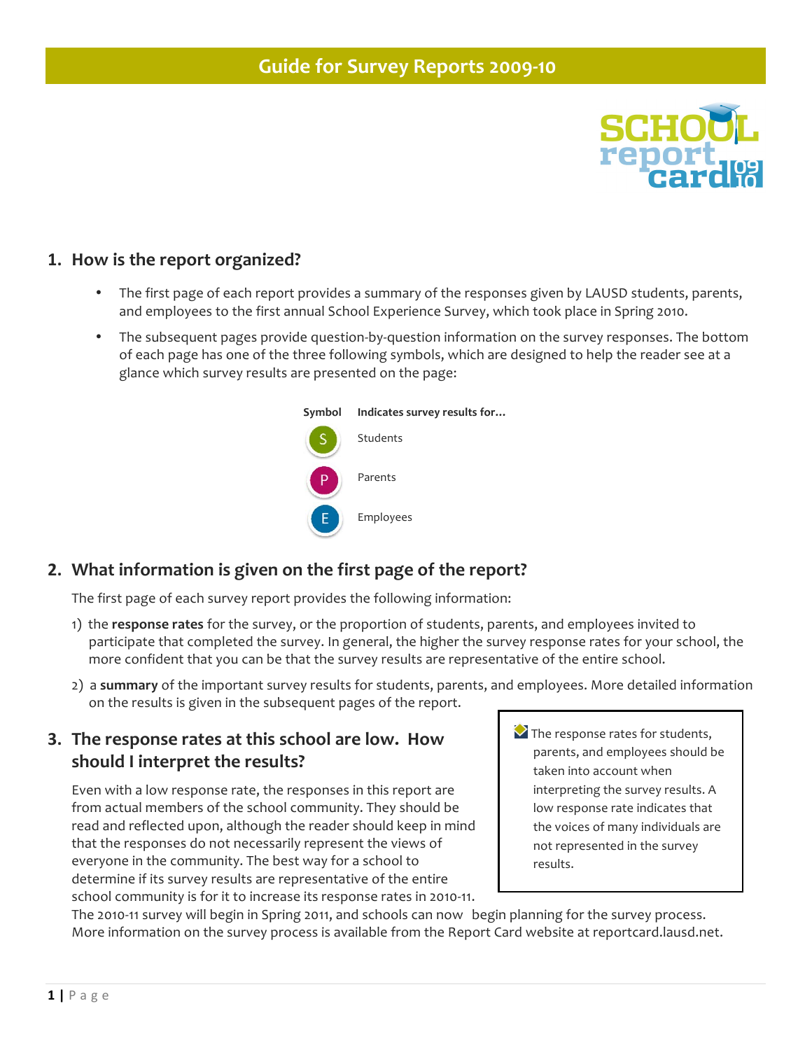# Guide for Survey Reports 2009-10

## 1. How is the report organized?

- The first page of each report provides a summary of the responses given by LAUSD students, parents, and employees to the first annual School Experience Survey, which took place in Spring 2010.
- The subsequent pages provide question-by-question information on the survey responses. The bottom of each page has one of the three following symbols, which are designed to help the reader see at a glance which survey results are presented on the page:

| Symbol | Indicates survey results for… |
|---|---|
| S | Students |
| P | Parents |
| E | Employees |

## 2. What information is given on the first page of the report?

The first page of each survey report provides the following information:

1) the **response rates** for the survey, or the proportion of students, parents, and employees invited to participate that completed the survey. In general, the higher the survey response rates for your school, the more confident that you can be that the survey results are representative of the entire school.

2) a **summary** of the important survey results for students, parents, and employees. More detailed information on the results is given in the subsequent pages of the report.

## 3. The response rates at this school are low. How should I interpret the results?

Even with a low response rate, the responses in this report are from actual members of the school community. They should be read and reflected upon, although the reader should keep in mind that the responses do not necessarily represent the views of everyone in the community. The best way for a school to determine if its survey results are representative of the entire school community is for it to increase its response rates in 2010-11. The 2010-11 survey will begin in Spring 2011, and schools can now begin planning for the survey process. More information on the survey process is available from the Report Card website at reportcard.lausd.net.

> The response rates for students, parents, and employees should be taken into account when interpreting the survey results. A low response rate indicates that the voices of many individuals are not represented in the survey results.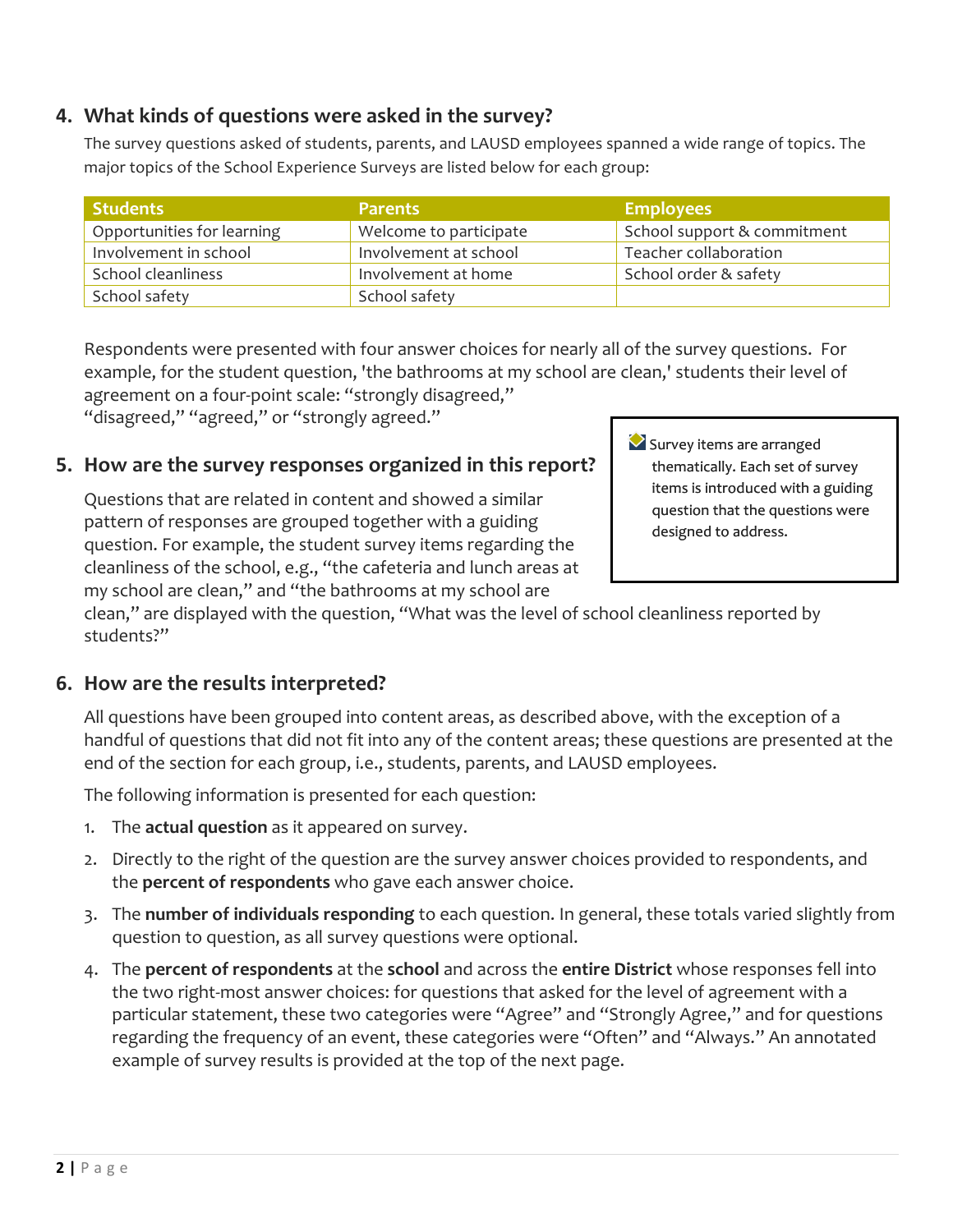## 4. What kinds of questions were asked in the survey?

The survey questions asked of students, parents, and LAUSD employees spanned a wide range of topics. The major topics of the School Experience Surveys are listed below for each group:

| Students | Parents | Employees |
|---|---|---|
| Opportunities for learning | Welcome to participate | School support & commitment |
| Involvement in school | Involvement at school | Teacher collaboration |
| School cleanliness | Involvement at home | School order & safety |
| School safety | School safety | |

Respondents were presented with four answer choices for nearly all of the survey questions. For example, for the student question, 'the bathrooms at my school are clean,' students their level of agreement on a four-point scale: "strongly disagreed," "disagreed," "agreed," or "strongly agreed."

## 5. How are the survey responses organized in this report?

Survey items are arranged thematically. Each set of survey items is introduced with a guiding question that the questions were designed to address.

Questions that are related in content and showed a similar pattern of responses are grouped together with a guiding question. For example, the student survey items regarding the cleanliness of the school, e.g., "the cafeteria and lunch areas at my school are clean," and "the bathrooms at my school are clean," are displayed with the question, "What was the level of school cleanliness reported by students?"

## 6. How are the results interpreted?

All questions have been grouped into content areas, as described above, with the exception of a handful of questions that did not fit into any of the content areas; these questions are presented at the end of the section for each group, i.e., students, parents, and LAUSD employees.

The following information is presented for each question:

1. The **actual question** as it appeared on survey.
2. Directly to the right of the question are the survey answer choices provided to respondents, and the **percent of respondents** who gave each answer choice.
3. The **number of individuals responding** to each question. In general, these totals varied slightly from question to question, as all survey questions were optional.
4. The **percent of respondents** at the **school** and across the **entire District** whose responses fell into the two right-most answer choices: for questions that asked for the level of agreement with a particular statement, these two categories were "Agree" and "Strongly Agree," and for questions regarding the frequency of an event, these categories were "Often" and "Always." An annotated example of survey results is provided at the top of the next page.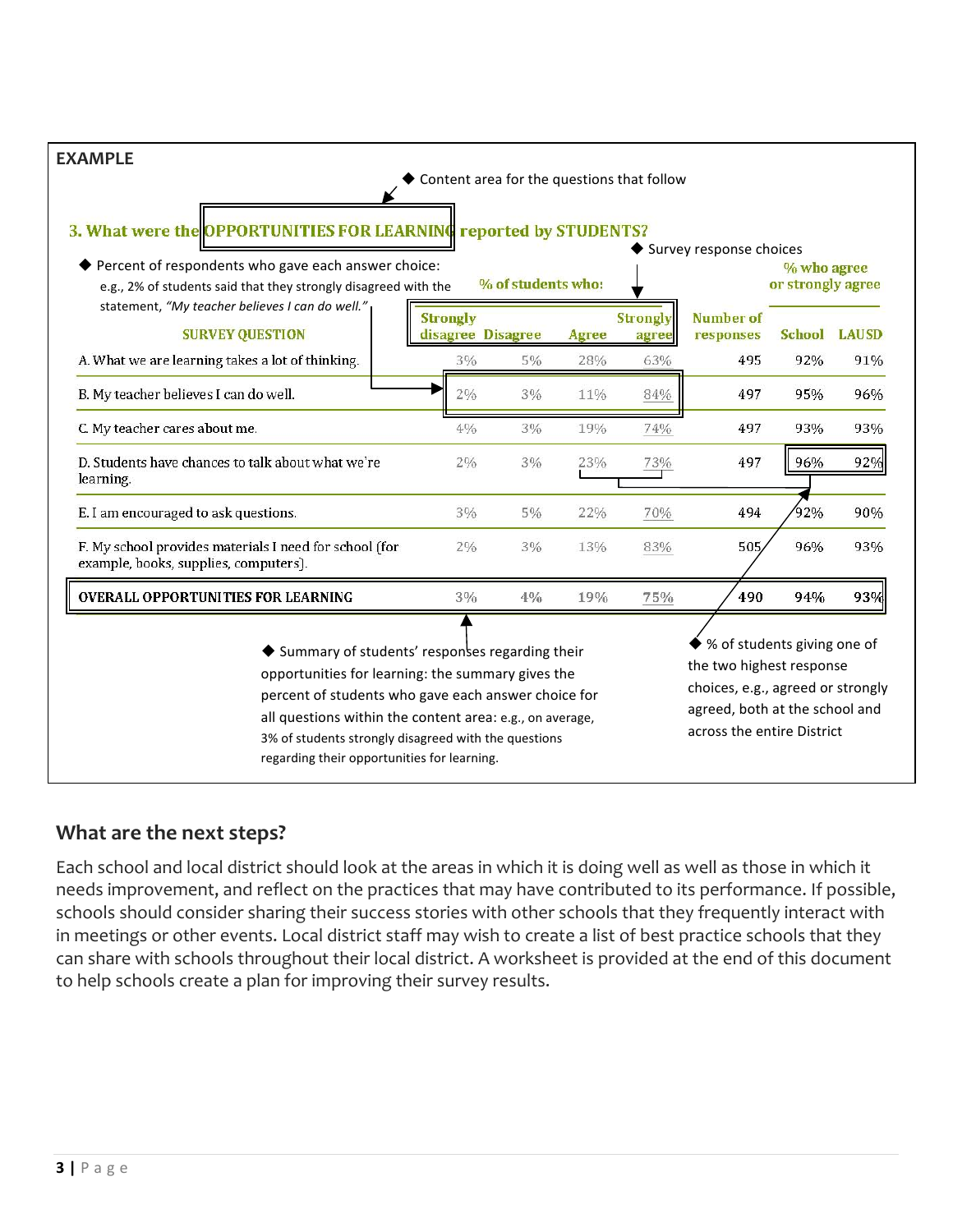## EXAMPLE

◆ Content area for the questions that follow

### 3. What were the OPPORTUNITIES FOR LEARNING reported by STUDENTS?

◆ Survey response choices

◆ Percent of respondents who gave each answer choice: e.g., 2% of students said that they strongly disagreed with the statement, *"My teacher believes I can do well."*

| SURVEY QUESTION | % of students who: Strongly disagree | Disagree | Agree | Strongly agree | Number of responses | % who agree or strongly agree: School | LAUSD |
|---|---|---|---|---|---|---|---|
| A. What we are learning takes a lot of thinking. | 3% | 5% | 28% | 63% | 495 | 92% | 91% |
| B. My teacher believes I can do well. | 2% | 3% | 11% | 84% | 497 | 95% | 96% |
| C. My teacher cares about me. | 4% | 3% | 19% | 74% | 497 | 93% | 93% |
| D. Students have chances to talk about what we're learning. | 2% | 3% | 23% | 73% | 497 | 96% | 92% |
| E. I am encouraged to ask questions. | 3% | 5% | 22% | 70% | 494 | 92% | 90% |
| F. My school provides materials I need for school (for example, books, supplies, computers). | 2% | 3% | 13% | 83% | 505 | 96% | 93% |
| OVERALL OPPORTUNITIES FOR LEARNING | 3% | 4% | 19% | 75% | 490 | 94% | 93% |

◆ Summary of students' responses regarding their opportunities for learning: the summary gives the percent of students who gave each answer choice for all questions within the content area: e.g., on average, 3% of students strongly disagreed with the questions regarding their opportunities for learning.

◆ % of students giving one of the two highest response choices, e.g., agreed or strongly agreed, both at the school and across the entire District

## What are the next steps?

Each school and local district should look at the areas in which it is doing well as well as those in which it needs improvement, and reflect on the practices that may have contributed to its performance. If possible, schools should consider sharing their success stories with other schools that they frequently interact with in meetings or other events. Local district staff may wish to create a list of best practice schools that they can share with schools throughout their local district. A worksheet is provided at the end of this document to help schools create a plan for improving their survey results.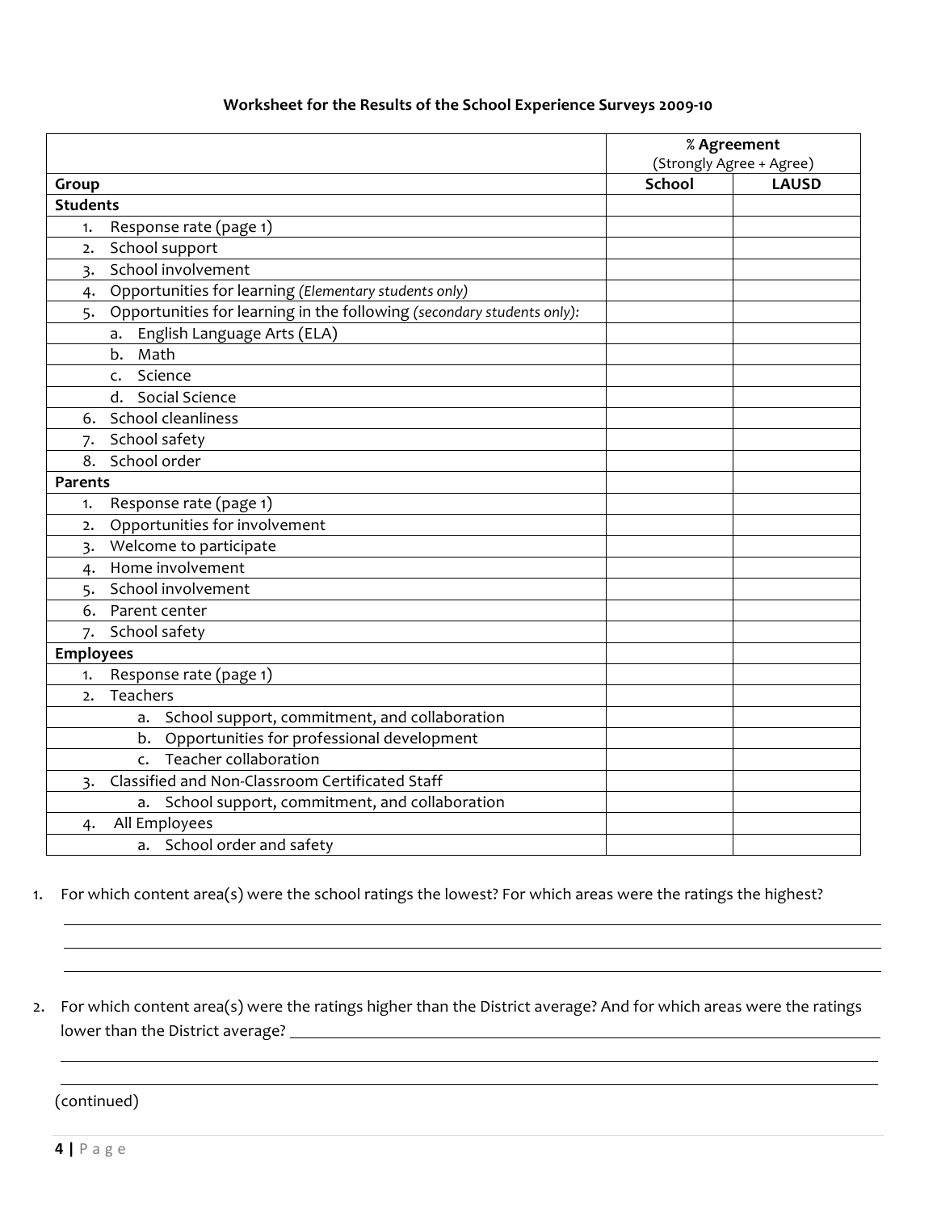**Worksheet for the Results of the School Experience Surveys 2009-10**

| | % Agreement (Strongly Agree + Agree) | |
|---|---|---|
| **Group** | **School** | **LAUSD** |
| **Students** | | |
| 1. Response rate (page 1) | | |
| 2. School support | | |
| 3. School involvement | | |
| 4. Opportunities for learning *(Elementary students only)* | | |
| 5. Opportunities for learning in the following *(secondary students only):* | | |
| a. English Language Arts (ELA) | | |
| b. Math | | |
| c. Science | | |
| d. Social Science | | |
| 6. School cleanliness | | |
| 7. School safety | | |
| 8. School order | | |
| **Parents** | | |
| 1. Response rate (page 1) | | |
| 2. Opportunities for involvement | | |
| 3. Welcome to participate | | |
| 4. Home involvement | | |
| 5. School involvement | | |
| 6. Parent center | | |
| 7. School safety | | |
| **Employees** | | |
| 1. Response rate (page 1) | | |
| 2. Teachers | | |
| a. School support, commitment, and collaboration | | |
| b. Opportunities for professional development | | |
| c. Teacher collaboration | | |
| 3. Classified and Non-Classroom Certificated Staff | | |
| a. School support, commitment, and collaboration | | |
| 4. All Employees | | |
| a. School order and safety | | |

1. For which content area(s) were the school ratings the lowest? For which areas were the ratings the highest?

2. For which content area(s) were the ratings higher than the District average? And for which areas were the ratings lower than the District average?

(continued)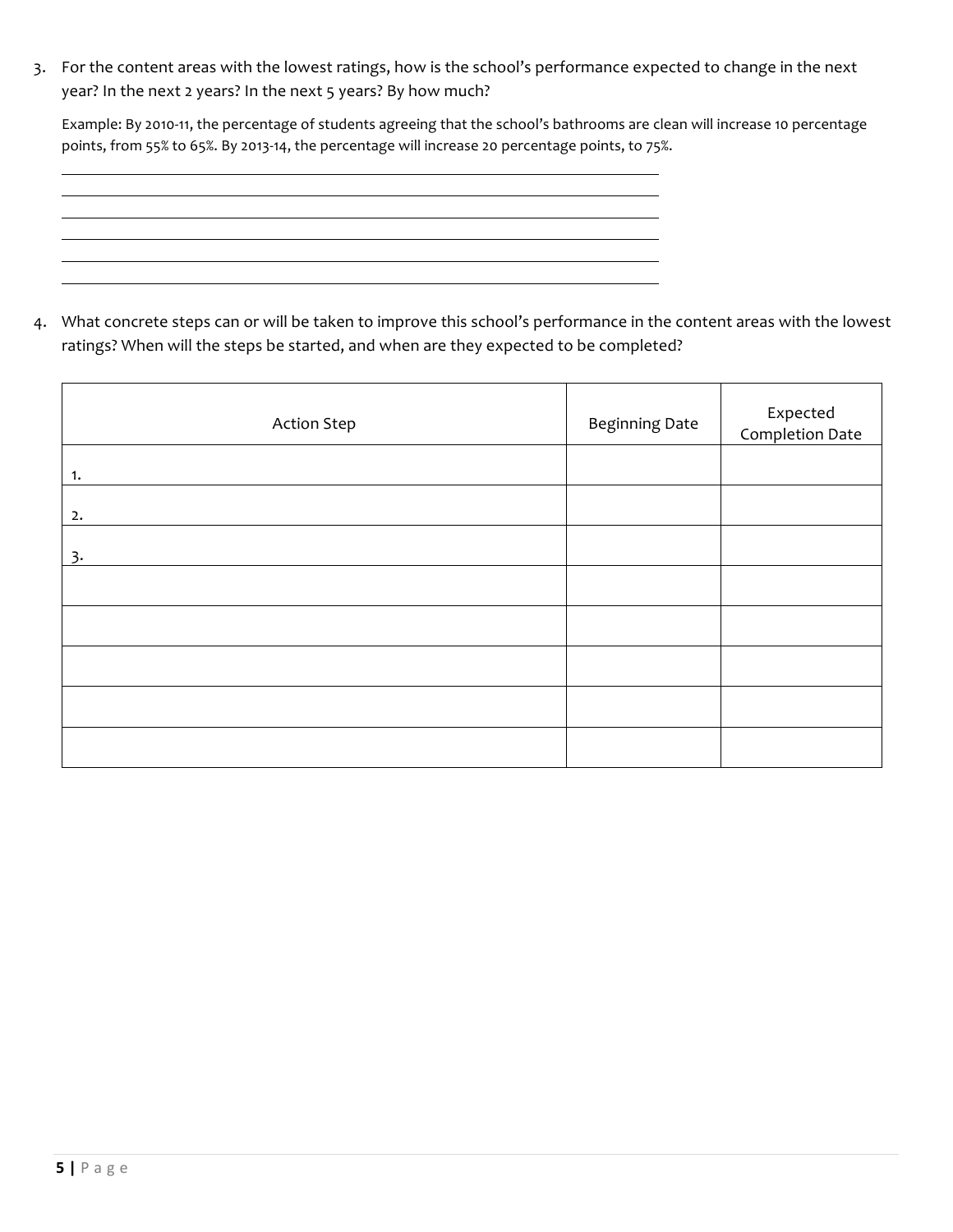3. For the content areas with the lowest ratings, how is the school's performance expected to change in the next year? In the next 2 years? In the next 5 years? By how much?

   Example: By 2010-11, the percentage of students agreeing that the school's bathrooms are clean will increase 10 percentage points, from 55% to 65%. By 2013-14, the percentage will increase 20 percentage points, to 75%.

   \_\_\_\_\_\_\_\_\_\_\_\_\_\_\_\_\_\_\_\_\_\_\_\_\_\_\_\_\_\_\_\_\_\_\_\_\_\_\_\_\_\_\_\_\_\_\_\_\_\_\_\_\_\_\_\_\_\_\_\_\_\_\_\_\_\_\_\_\_\_
   \_\_\_\_\_\_\_\_\_\_\_\_\_\_\_\_\_\_\_\_\_\_\_\_\_\_\_\_\_\_\_\_\_\_\_\_\_\_\_\_\_\_\_\_\_\_\_\_\_\_\_\_\_\_\_\_\_\_\_\_\_\_\_\_\_\_\_\_\_\_
   \_\_\_\_\_\_\_\_\_\_\_\_\_\_\_\_\_\_\_\_\_\_\_\_\_\_\_\_\_\_\_\_\_\_\_\_\_\_\_\_\_\_\_\_\_\_\_\_\_\_\_\_\_\_\_\_\_\_\_\_\_\_\_\_\_\_\_\_\_\_
   \_\_\_\_\_\_\_\_\_\_\_\_\_\_\_\_\_\_\_\_\_\_\_\_\_\_\_\_\_\_\_\_\_\_\_\_\_\_\_\_\_\_\_\_\_\_\_\_\_\_\_\_\_\_\_\_\_\_\_\_\_\_\_\_\_\_\_\_\_\_
   \_\_\_\_\_\_\_\_\_\_\_\_\_\_\_\_\_\_\_\_\_\_\_\_\_\_\_\_\_\_\_\_\_\_\_\_\_\_\_\_\_\_\_\_\_\_\_\_\_\_\_\_\_\_\_\_\_\_\_\_\_\_\_\_\_\_\_\_\_\_
   \_\_\_\_\_\_\_\_\_\_\_\_\_\_\_\_\_\_\_\_\_\_\_\_\_\_\_\_\_\_\_\_\_\_\_\_\_\_\_\_\_\_\_\_\_\_\_\_\_\_\_\_\_\_\_\_\_\_\_\_\_\_\_\_\_\_\_\_\_\_

4. What concrete steps can or will be taken to improve this school's performance in the content areas with the lowest ratings? When will the steps be started, and when are they expected to be completed?

| Action Step | Beginning Date | Expected Completion Date |
|---|---|---|
| 1. | | |
| 2. | | |
| 3. | | |
| | | |
| | | |
| | | |
| | | |
| | | |